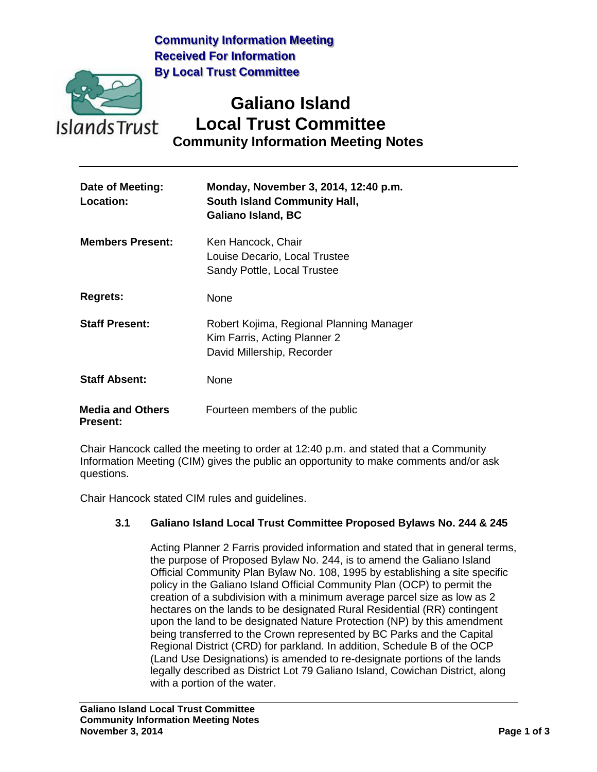**Community Information Meeting**
**Received For Information**
**By Local Trust Committee**

# Galiano Island Local Trust Committee

## Community Information Meeting Notes

| | |
|---|---|
| **Date of Meeting:** | **Monday, November 3, 2014, 12:40 p.m.** |
| **Location:** | **South Island Community Hall, Galiano Island, BC** |
| **Members Present:** | Ken Hancock, Chair<br>Louise Decario, Local Trustee<br>Sandy Pottle, Local Trustee |
| **Regrets:** | None |
| **Staff Present:** | Robert Kojima, Regional Planning Manager<br>Kim Farris, Acting Planner 2<br>David Millership, Recorder |
| **Staff Absent:** | None |
| **Media and Others Present:** | Fourteen members of the public |

Chair Hancock called the meeting to order at 12:40 p.m. and stated that a Community Information Meeting (CIM) gives the public an opportunity to make comments and/or ask questions.

Chair Hancock stated CIM rules and guidelines.

### 3.1 Galiano Island Local Trust Committee Proposed Bylaws No. 244 & 245

Acting Planner 2 Farris provided information and stated that in general terms, the purpose of Proposed Bylaw No. 244, is to amend the Galiano Island Official Community Plan Bylaw No. 108, 1995 by establishing a site specific policy in the Galiano Island Official Community Plan (OCP) to permit the creation of a subdivision with a minimum average parcel size as low as 2 hectares on the lands to be designated Rural Residential (RR) contingent upon the land to be designated Nature Protection (NP) by this amendment being transferred to the Crown represented by BC Parks and the Capital Regional District (CRD) for parkland. In addition, Schedule B of the OCP (Land Use Designations) is amended to re-designate portions of the lands legally described as District Lot 79 Galiano Island, Cowichan District, along with a portion of the water.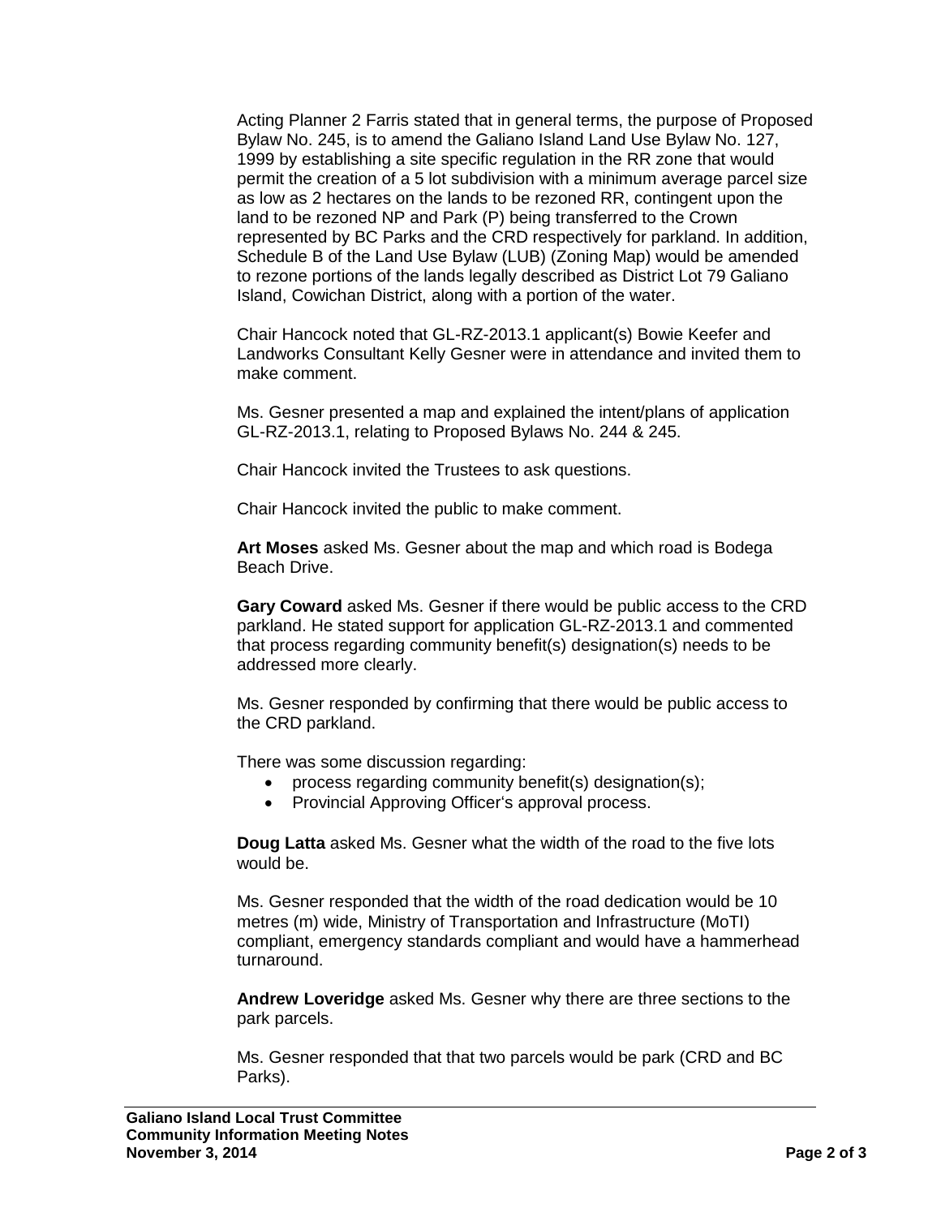Acting Planner 2 Farris stated that in general terms, the purpose of Proposed Bylaw No. 245, is to amend the Galiano Island Land Use Bylaw No. 127, 1999 by establishing a site specific regulation in the RR zone that would permit the creation of a 5 lot subdivision with a minimum average parcel size as low as 2 hectares on the lands to be rezoned RR, contingent upon the land to be rezoned NP and Park (P) being transferred to the Crown represented by BC Parks and the CRD respectively for parkland. In addition, Schedule B of the Land Use Bylaw (LUB) (Zoning Map) would be amended to rezone portions of the lands legally described as District Lot 79 Galiano Island, Cowichan District, along with a portion of the water.

Chair Hancock noted that GL-RZ-2013.1 applicant(s) Bowie Keefer and Landworks Consultant Kelly Gesner were in attendance and invited them to make comment.

Ms. Gesner presented a map and explained the intent/plans of application GL-RZ-2013.1, relating to Proposed Bylaws No. 244 & 245.

Chair Hancock invited the Trustees to ask questions.

Chair Hancock invited the public to make comment.

**Art Moses** asked Ms. Gesner about the map and which road is Bodega Beach Drive.

**Gary Coward** asked Ms. Gesner if there would be public access to the CRD parkland. He stated support for application GL-RZ-2013.1 and commented that process regarding community benefit(s) designation(s) needs to be addressed more clearly.

Ms. Gesner responded by confirming that there would be public access to the CRD parkland.

There was some discussion regarding:

- process regarding community benefit(s) designation(s);
- Provincial Approving Officer's approval process.

**Doug Latta** asked Ms. Gesner what the width of the road to the five lots would be.

Ms. Gesner responded that the width of the road dedication would be 10 metres (m) wide, Ministry of Transportation and Infrastructure (MoTI) compliant, emergency standards compliant and would have a hammerhead turnaround.

**Andrew Loveridge** asked Ms. Gesner why there are three sections to the park parcels.

Ms. Gesner responded that that two parcels would be park (CRD and BC Parks).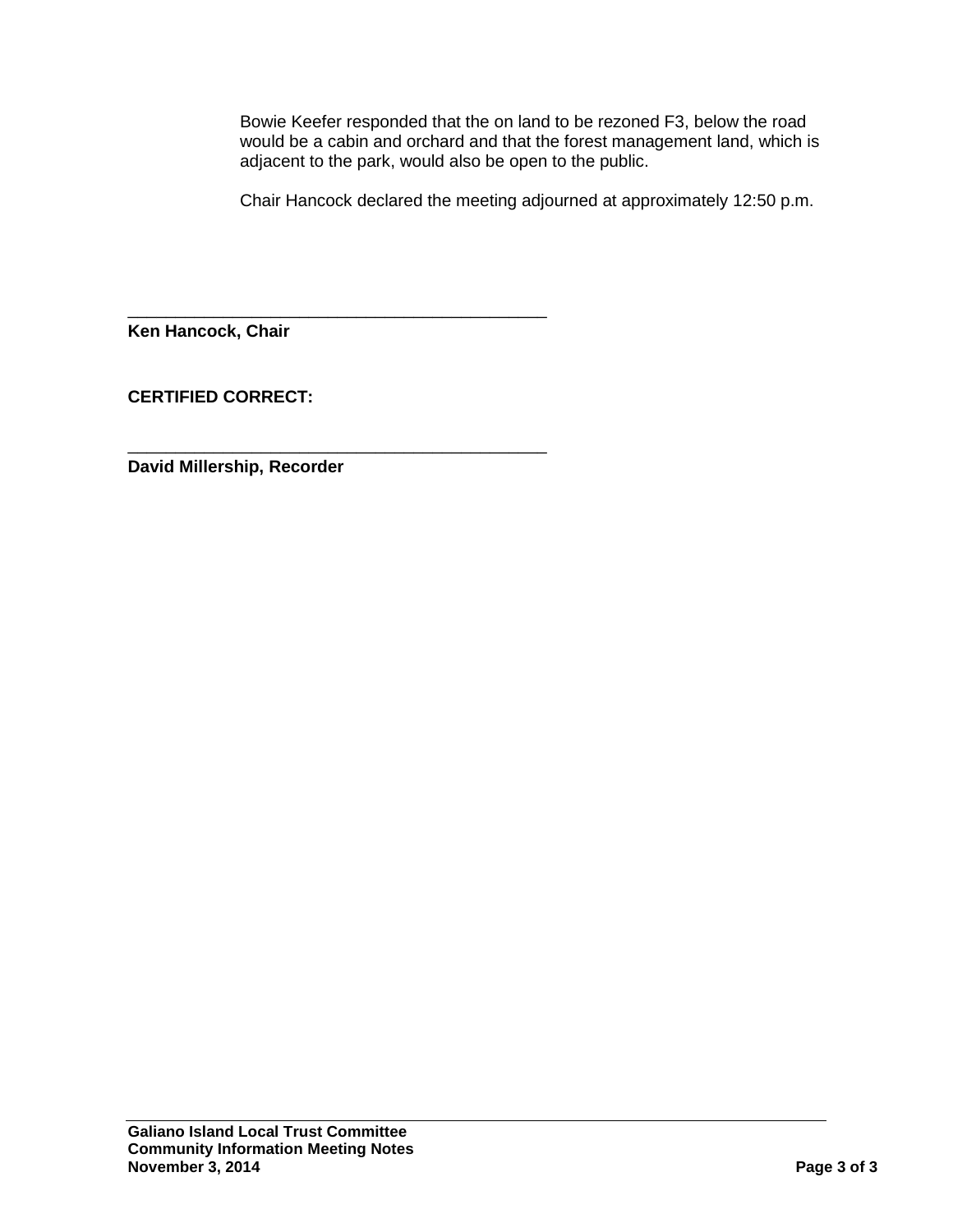Bowie Keefer responded that the on land to be rezoned F3, below the road would be a cabin and orchard and that the forest management land, which is adjacent to the park, would also be open to the public.

Chair Hancock declared the meeting adjourned at approximately 12:50 p.m.

______________________________________________
**Ken Hancock, Chair**

**CERTIFIED CORRECT:**

______________________________________________
**David Millership, Recorder**